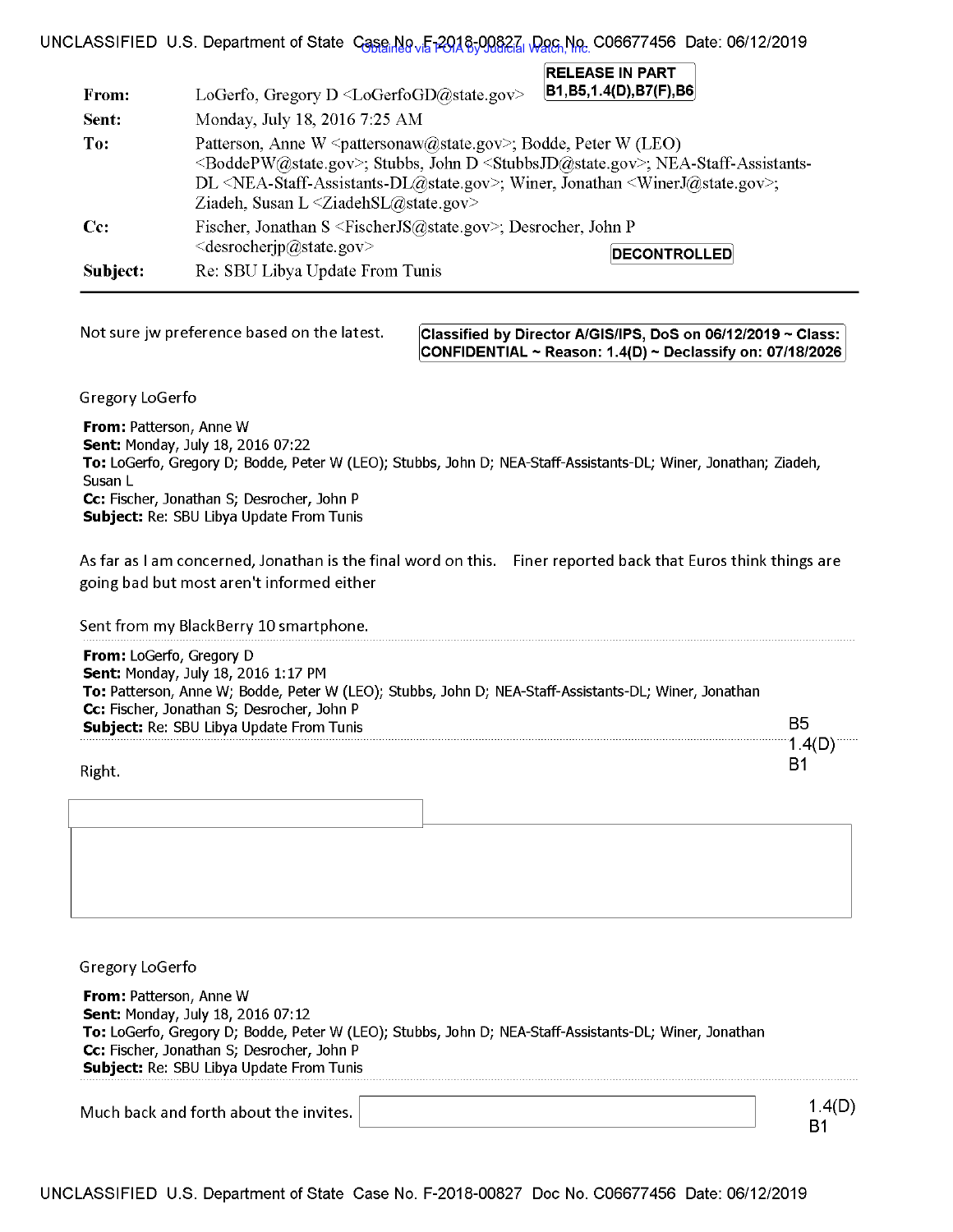| | |
|---|---|
| **From:** | LoGerfo, Gregory D <LoGerfoGD@state.gov> |
| **Sent:** | Monday, July 18, 2016 7:25 AM |
| **To:** | Patterson, Anne W <pattersonaw@state.gov>; Bodde, Peter W (LEO) <BoddePW@state.gov>; Stubbs, John D <StubbsJD@state.gov>; NEA-Staff-Assistants-DL <NEA-Staff-Assistants-DL@state.gov>; Winer, Jonathan <WinerJ@state.gov>; Ziadeh, Susan L <ZiadehSL@state.gov> |
| **Cc:** | Fischer, Jonathan S <FischerJS@state.gov>; Desrocher, John P <desrocherjp@state.gov> |
| **Subject:** | Re: SBU Libya Update From Tunis |

RELEASE IN PART B1,B5,1.4(D),B7(F),B6

DECONTROLLED

Classified by Director A/GIS/IPS, DoS on 06/12/2019 ~ Class: CONFIDENTIAL ~ Reason: 1.4(D) ~ Declassify on: 07/18/2026

Not sure jw preference based on the latest.

Gregory LoGerfo

**From:** Patterson, Anne W
**Sent:** Monday, July 18, 2016 07:22
**To:** LoGerfo, Gregory D; Bodde, Peter W (LEO); Stubbs, John D; NEA-Staff-Assistants-DL; Winer, Jonathan; Ziadeh, Susan L
**Cc:** Fischer, Jonathan S; Desrocher, John P
**Subject:** Re: SBU Libya Update From Tunis

As far as I am concerned, Jonathan is the final word on this. Finer reported back that Euros think things are going bad but most aren't informed either

Sent from my BlackBerry 10 smartphone.

**From:** LoGerfo, Gregory D
**Sent:** Monday, July 18, 2016 1:17 PM
**To:** Patterson, Anne W; Bodde, Peter W (LEO); Stubbs, John D; NEA-Staff-Assistants-DL; Winer, Jonathan
**Cc:** Fischer, Jonathan S; Desrocher, John P
**Subject:** Re: SBU Libya Update From Tunis

B5
1.4(D)
B1

Right.

Gregory LoGerfo

**From:** Patterson, Anne W
**Sent:** Monday, July 18, 2016 07:12
**To:** LoGerfo, Gregory D; Bodde, Peter W (LEO); Stubbs, John D; NEA-Staff-Assistants-DL; Winer, Jonathan
**Cc:** Fischer, Jonathan S; Desrocher, John P
**Subject:** Re: SBU Libya Update From Tunis

Much back and forth about the invites.

1.4(D)
B1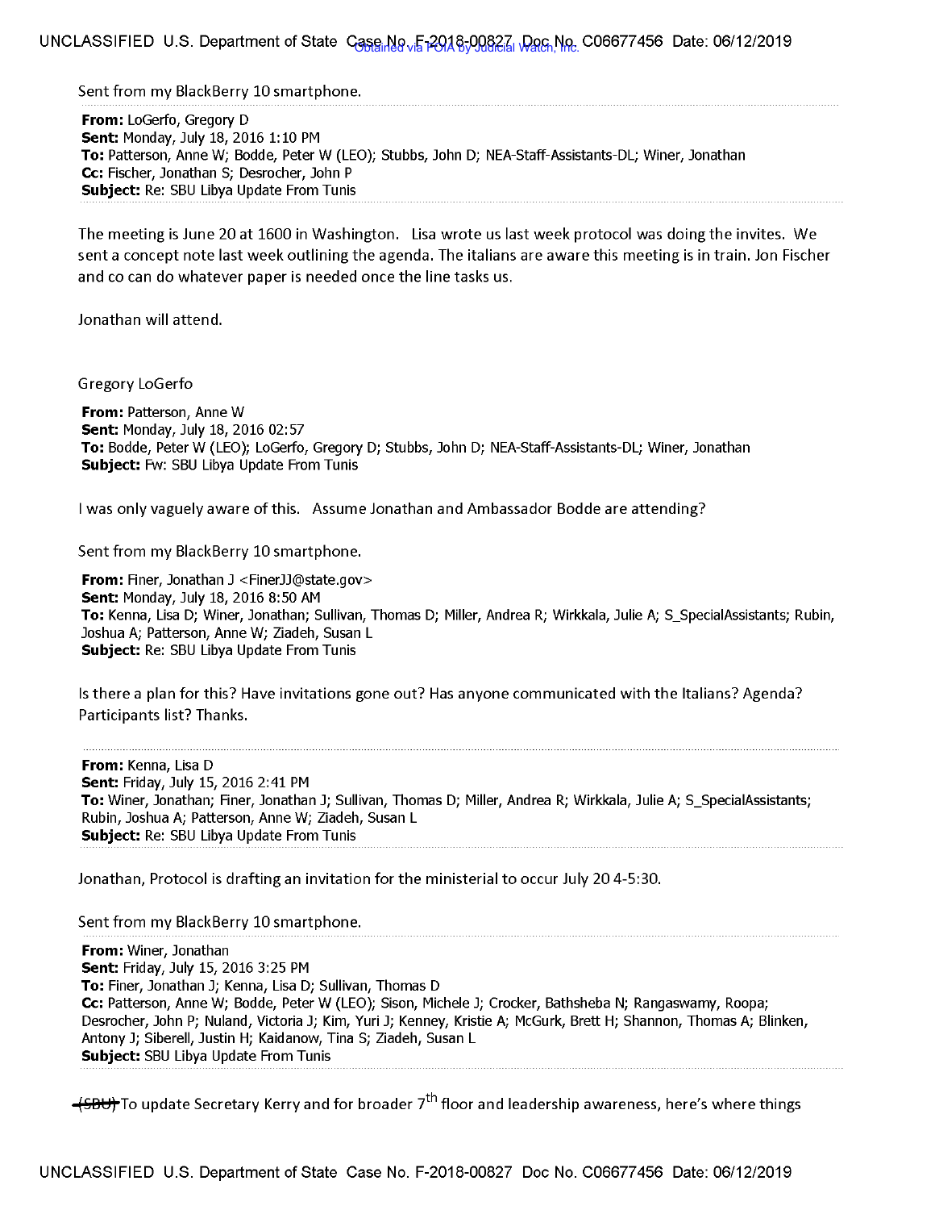Sent from my BlackBerry 10 smartphone.

**From:** LoGerfo, Gregory D
**Sent:** Monday, July 18, 2016 1:10 PM
**To:** Patterson, Anne W; Bodde, Peter W (LEO); Stubbs, John D; NEA-Staff-Assistants-DL; Winer, Jonathan
**Cc:** Fischer, Jonathan S; Desrocher, John P
**Subject:** Re: SBU Libya Update From Tunis

The meeting is June 20 at 1600 in Washington. Lisa wrote us last week protocol was doing the invites. We sent a concept note last week outlining the agenda. The italians are aware this meeting is in train. Jon Fischer and co can do whatever paper is needed once the line tasks us.

Jonathan will attend.

Gregory LoGerfo

**From:** Patterson, Anne W
**Sent:** Monday, July 18, 2016 02:57
**To:** Bodde, Peter W (LEO); LoGerfo, Gregory D; Stubbs, John D; NEA-Staff-Assistants-DL; Winer, Jonathan
**Subject:** Fw: SBU Libya Update From Tunis

I was only vaguely aware of this. Assume Jonathan and Ambassador Bodde are attending?

Sent from my BlackBerry 10 smartphone.

**From:** Finer, Jonathan J <FinerJJ@state.gov>
**Sent:** Monday, July 18, 2016 8:50 AM
**To:** Kenna, Lisa D; Winer, Jonathan; Sullivan, Thomas D; Miller, Andrea R; Wirkkala, Julie A; S_SpecialAssistants; Rubin, Joshua A; Patterson, Anne W; Ziadeh, Susan L
**Subject:** Re: SBU Libya Update From Tunis

Is there a plan for this? Have invitations gone out? Has anyone communicated with the Italians? Agenda? Participants list? Thanks.

**From:** Kenna, Lisa D
**Sent:** Friday, July 15, 2016 2:41 PM
**To:** Winer, Jonathan; Finer, Jonathan J; Sullivan, Thomas D; Miller, Andrea R; Wirkkala, Julie A; S_SpecialAssistants; Rubin, Joshua A; Patterson, Anne W; Ziadeh, Susan L
**Subject:** Re: SBU Libya Update From Tunis

Jonathan, Protocol is drafting an invitation for the ministerial to occur July 20 4-5:30.

Sent from my BlackBerry 10 smartphone.

**From:** Winer, Jonathan
**Sent:** Friday, July 15, 2016 3:25 PM
**To:** Finer, Jonathan J; Kenna, Lisa D; Sullivan, Thomas D
**Cc:** Patterson, Anne W; Bodde, Peter W (LEO); Sison, Michele J; Crocker, Bathsheba N; Rangaswamy, Roopa; Desrocher, John P; Nuland, Victoria J; Kim, Yuri J; Kenney, Kristie A; McGurk, Brett H; Shannon, Thomas A; Blinken, Antony J; Siberell, Justin H; Kaidanow, Tina S; Ziadeh, Susan L
**Subject:** SBU Libya Update From Tunis

~~(SBU)~~ To update Secretary Kerry and for broader 7th floor and leadership awareness, here's where things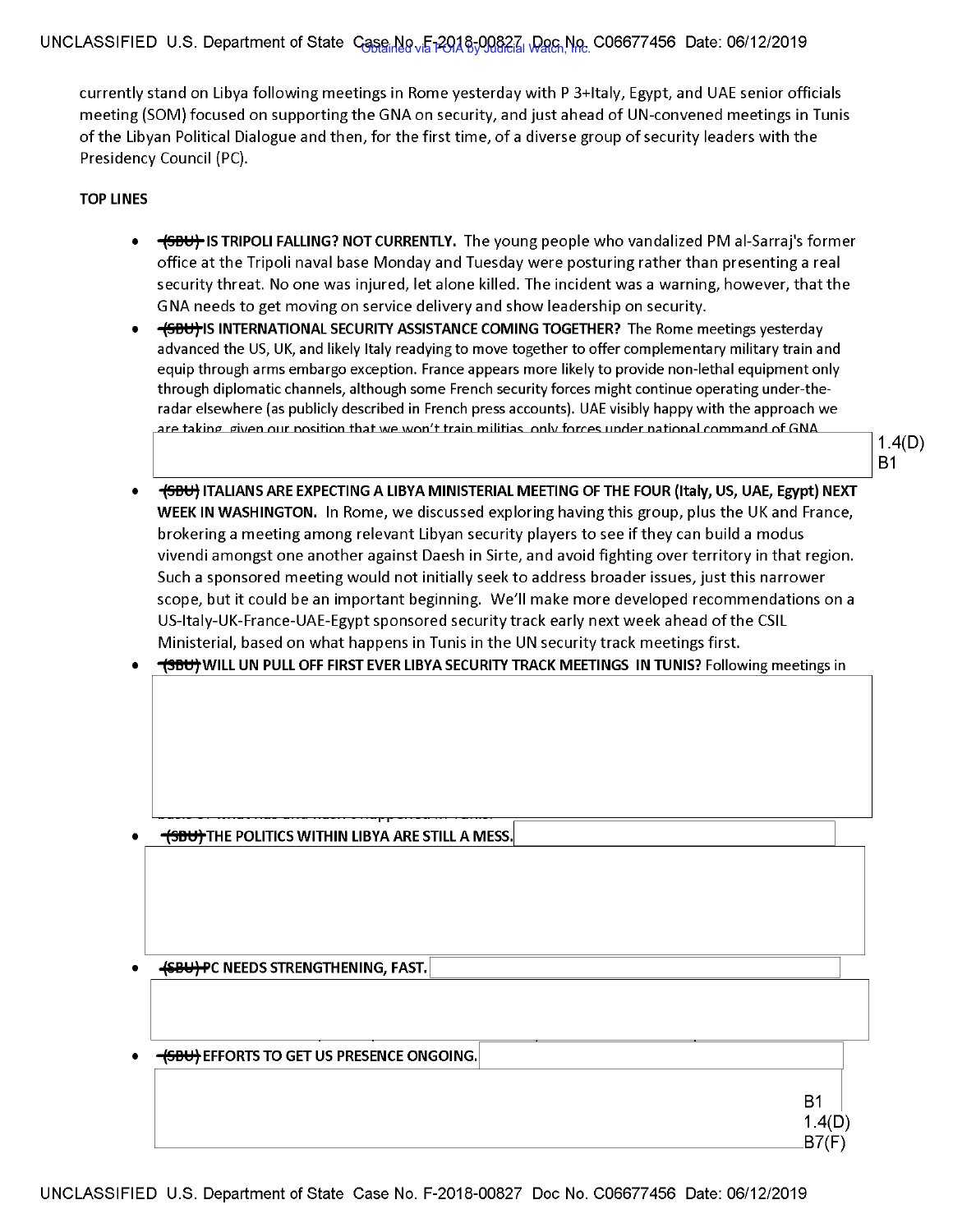currently stand on Libya following meetings in Rome yesterday with P 3+Italy, Egypt, and UAE senior officials meeting (SOM) focused on supporting the GNA on security, and just ahead of UN-convened meetings in Tunis of the Libyan Political Dialogue and then, for the first time, of a diverse group of security leaders with the Presidency Council (PC).

**TOP LINES**

- ~~(SBU)~~ **IS TRIPOLI FALLING? NOT CURRENTLY.** The young people who vandalized PM al-Sarraj's former office at the Tripoli naval base Monday and Tuesday were posturing rather than presenting a real security threat. No one was injured, let alone killed. The incident was a warning, however, that the GNA needs to get moving on service delivery and show leadership on security.
- ~~(SBU)~~ **IS INTERNATIONAL SECURITY ASSISTANCE COMING TOGETHER?** The Rome meetings yesterday advanced the US, UK, and likely Italy readying to move together to offer complementary military train and equip through arms embargo exception. France appears more likely to provide non-lethal equipment only through diplomatic channels, although some French security forces might continue operating under-the-radar elsewhere (as publicly described in French press accounts). UAE visibly happy with the approach we are taking, given our position that we won't train militias, only forces under national command of GNA

  1.4(D)
  B1

- ~~(SBU)~~ **ITALIANS ARE EXPECTING A LIBYA MINISTERIAL MEETING OF THE FOUR (Italy, US, UAE, Egypt) NEXT WEEK IN WASHINGTON.** In Rome, we discussed exploring having this group, plus the UK and France, brokering a meeting among relevant Libyan security players to see if they can build a modus vivendi amongst one another against Daesh in Sirte, and avoid fighting over territory in that region. Such a sponsored meeting would not initially seek to address broader issues, just this narrower scope, but it could be an important beginning. We'll make more developed recommendations on a US-Italy-UK-France-UAE-Egypt sponsored security track early next week ahead of the CSIL Ministerial, based on what happens in Tunis in the UN security track meetings first.
- ~~(SBU)~~ **WILL UN PULL OFF FIRST EVER LIBYA SECURITY TRACK MEETINGS IN TUNIS?** Following meetings in
- ~~(SBU)~~ **THE POLITICS WITHIN LIBYA ARE STILL A MESS.**
- ~~(SBU)~~ **PC NEEDS STRENGTHENING, FAST.**
- ~~(SBU)~~ **EFFORTS TO GET US PRESENCE ONGOING.**

  B1
  1.4(D)
  B7(F)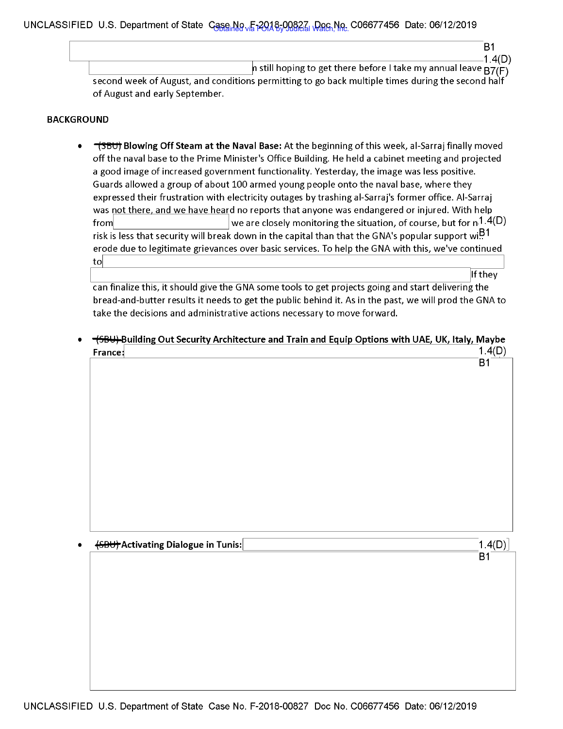n still hoping to get there before I take my annual leave second week of August, and conditions permitting to go back multiple times during the second half of August and early September.

B1
1.4(D)
B7(F)

**BACKGROUND**

- ~~(SBU)~~ **Blowing Off Steam at the Naval Base:** At the beginning of this week, al-Sarraj finally moved off the naval base to the Prime Minister's Office Building. He held a cabinet meeting and projected a good image of increased government functionality. Yesterday, the image was less positive. Guards allowed a group of about 100 armed young people onto the naval base, where they expressed their frustration with electricity outages by trashing al-Sarraj's former office. Al-Sarraj was not there, and we have heard no reports that anyone was endangered or injured. With help from [redacted] we are closely monitoring the situation, of course, but for n[redacted] risk is less that security will break down in the capital than that the GNA's popular support wi[redacted] erode due to legitimate grievances over basic services. To help the GNA with this, we've continued to [redacted] If they can finalize this, it should give the GNA some tools to get projects going and start delivering the bread-and-butter results it needs to get the public behind it. As in the past, we will prod the GNA to take the decisions and administrative actions necessary to move forward.

1.4(D)
B1

- ~~(SBU)~~ **Building Out Security Architecture and Train and Equip Options with UAE, UK, Italy, Maybe France:** [redacted]

1.4(D)
B1

- ~~(SBU)~~ **Activating Dialogue in Tunis:** [redacted]

1.4(D)
B1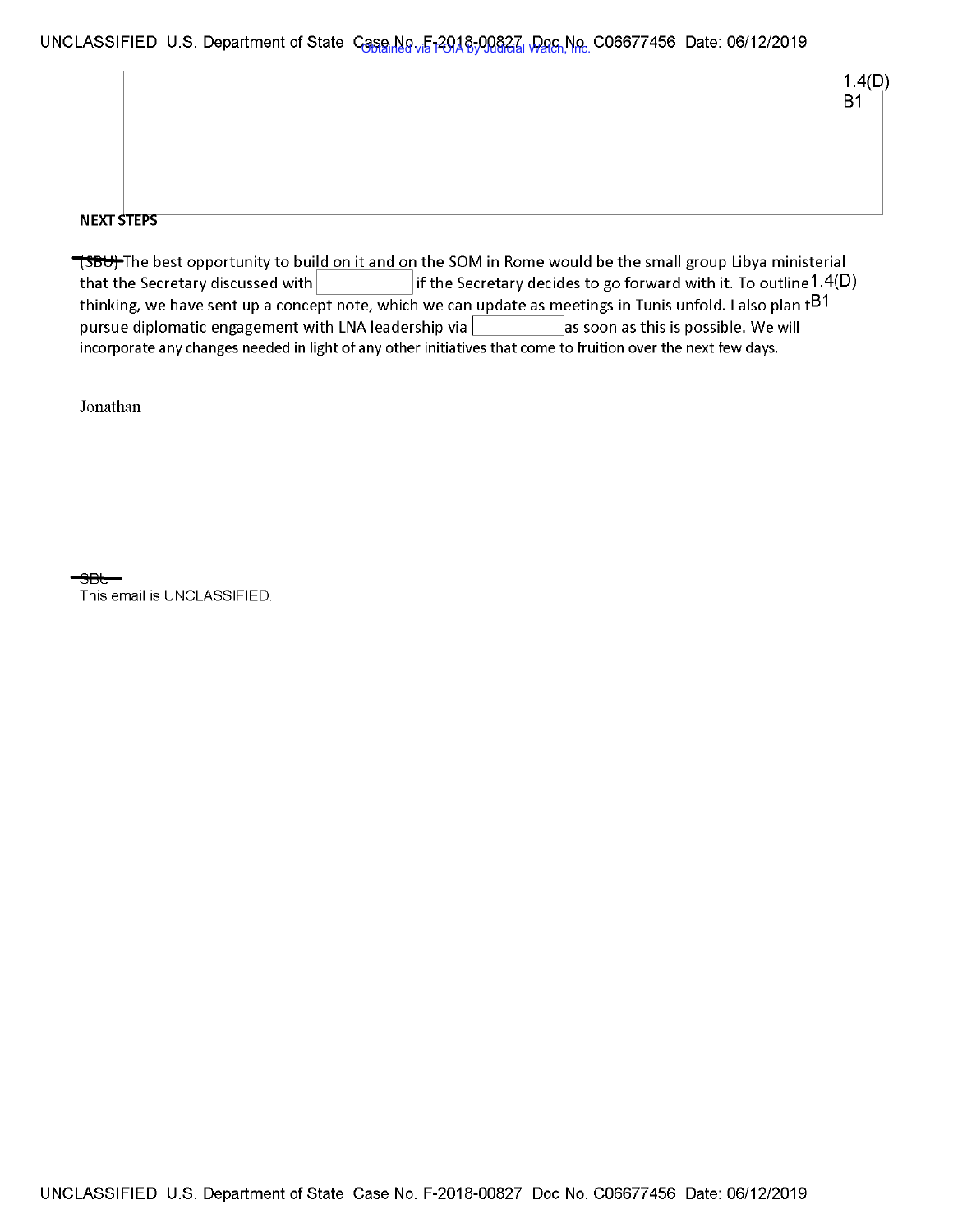1.4(D)
B1

**NEXT STEPS**

~~(SBU)~~ The best opportunity to build on it and on the SOM in Rome would be the small group Libya ministerial that the Secretary discussed with [ ] if the Secretary decides to go forward with it. To outline thinking, we have sent up a concept note, which we can update as meetings in Tunis unfold. I also plan to pursue diplomatic engagement with LNA leadership via [ ] as soon as this is possible. We will incorporate any changes needed in light of any other initiatives that come to fruition over the next few days.

1.4(D)
B1

Jonathan

~~SBU~~
This email is UNCLASSIFIED.